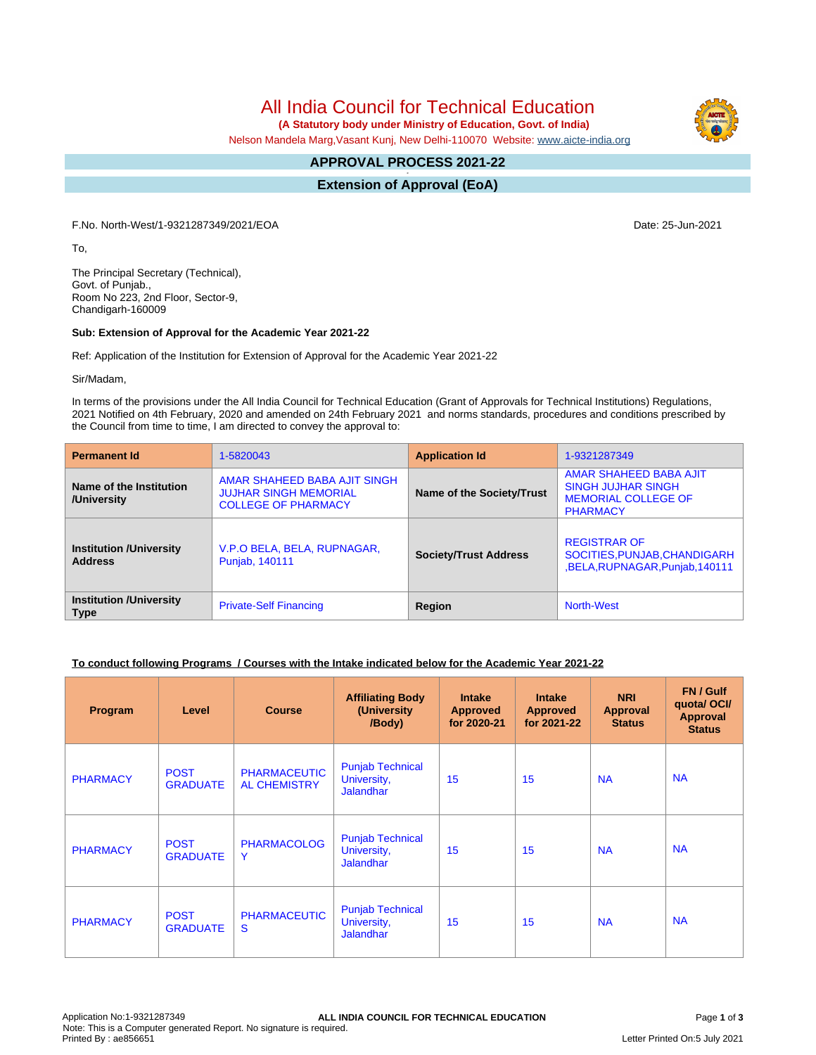# All India Council for Technical Education

**(A Statutory body under Ministry of Education, Govt. of India)**

Nelson Mandela Marg,Vasant Kunj, New Delhi-110070 Website: www.aicte-india.org

## APPROVAL PROCESS 2021-22

## Extension of Approval (EoA)

F.No. North-West/1-9321287349/2021/EOA

Date: 25-Jun-2021

To,

The Principal Secretary (Technical),
Govt. of Punjab.,
Room No 223, 2nd Floor, Sector-9,
Chandigarh-160009

**Sub: Extension of Approval for the Academic Year 2021-22**

Ref: Application of the Institution for Extension of Approval for the Academic Year 2021-22

Sir/Madam,

In terms of the provisions under the All India Council for Technical Education (Grant of Approvals for Technical Institutions) Regulations, 2021 Notified on 4th February, 2020 and amended on 24th February 2021 and norms standards, procedures and conditions prescribed by the Council from time to time, I am directed to convey the approval to:

| **Permanent Id** | 1-5820043 | **Application Id** | 1-9321287349 |
|---|---|---|---|
| **Name of the Institution /University** | AMAR SHAHEED BABA AJIT SINGH JUJHAR SINGH MEMORIAL COLLEGE OF PHARMACY | **Name of the Society/Trust** | AMAR SHAHEED BABA AJIT SINGH JUJHAR SINGH MEMORIAL COLLEGE OF PHARMACY |
| **Institution /University Address** | V.P.O BELA, BELA, RUPNAGAR, Punjab, 140111 | **Society/Trust Address** | REGISTRAR OF SOCITIES,PUNJAB,CHANDIGARH ,BELA,RUPNAGAR,Punjab,140111 |
| **Institution /University Type** | Private-Self Financing | **Region** | North-West |

**To conduct following Programs / Courses with the Intake indicated below for the Academic Year 2021-22**

| Program | Level | Course | Affiliating Body (University /Body) | Intake Approved for 2020-21 | Intake Approved for 2021-22 | NRI Approval Status | FN / Gulf quota/ OCI/ Approval Status |
|---|---|---|---|---|---|---|---|
| PHARMACY | POST GRADUATE | PHARMACEUTICAL CHEMISTRY | Punjab Technical University, Jalandhar | 15 | 15 | NA | NA |
| PHARMACY | POST GRADUATE | PHARMACOLOGY | Punjab Technical University, Jalandhar | 15 | 15 | NA | NA |
| PHARMACY | POST GRADUATE | PHARMACEUTICS | Punjab Technical University, Jalandhar | 15 | 15 | NA | NA |

Application No:1-9321287349
Note: This is a Computer generated Report. No signature is required.
Printed By : ae856651

Letter Printed On:5 July 2021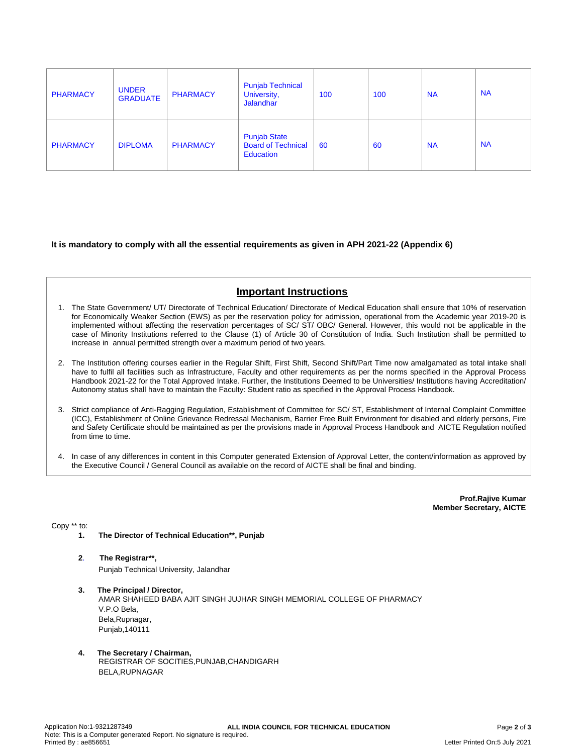| PHARMACY | UNDER GRADUATE | PHARMACY | Punjab Technical University, Jalandhar | 100 | 100 | NA | NA |
|---|---|---|---|---|---|---|---|
| PHARMACY | DIPLOMA | PHARMACY | Punjab State Board of Technical Education | 60 | 60 | NA | NA |

**It is mandatory to comply with all the essential requirements as given in APH 2021-22 (Appendix 6)**

## Important Instructions

1. The State Government/ UT/ Directorate of Technical Education/ Directorate of Medical Education shall ensure that 10% of reservation for Economically Weaker Section (EWS) as per the reservation policy for admission, operational from the Academic year 2019-20 is implemented without affecting the reservation percentages of SC/ ST/ OBC/ General. However, this would not be applicable in the case of Minority Institutions referred to the Clause (1) of Article 30 of Constitution of India. Such Institution shall be permitted to increase in annual permitted strength over a maximum period of two years.

2. The Institution offering courses earlier in the Regular Shift, First Shift, Second Shift/Part Time now amalgamated as total intake shall have to fulfil all facilities such as Infrastructure, Faculty and other requirements as per the norms specified in the Approval Process Handbook 2021-22 for the Total Approved Intake. Further, the Institutions Deemed to be Universities/ Institutions having Accreditation/ Autonomy status shall have to maintain the Faculty: Student ratio as specified in the Approval Process Handbook.

3. Strict compliance of Anti-Ragging Regulation, Establishment of Committee for SC/ ST, Establishment of Internal Complaint Committee (ICC), Establishment of Online Grievance Redressal Mechanism, Barrier Free Built Environment for disabled and elderly persons, Fire and Safety Certificate should be maintained as per the provisions made in Approval Process Handbook and AICTE Regulation notified from time to time.

4. In case of any differences in content in this Computer generated Extension of Approval Letter, the content/information as approved by the Executive Council / General Council as available on the record of AICTE shall be final and binding.

**Prof.Rajive Kumar**
**Member Secretary, AICTE**

Copy ** to:

1. **The Director of Technical Education**, Punjab**

2. **The Registrar**,**
Punjab Technical University, Jalandhar

3. **The Principal / Director,**
AMAR SHAHEED BABA AJIT SINGH JUJHAR SINGH MEMORIAL COLLEGE OF PHARMACY
V.P.O Bela,
Bela,Rupnagar,
Punjab,140111

4. **The Secretary / Chairman,**
REGISTRAR OF SOCITIES,PUNJAB,CHANDIGARH
BELA,RUPNAGAR

Application No:1-9321287349
Note: This is a Computer generated Report. No signature is required.
Printed By : ae856651
Letter Printed On:5 July 2021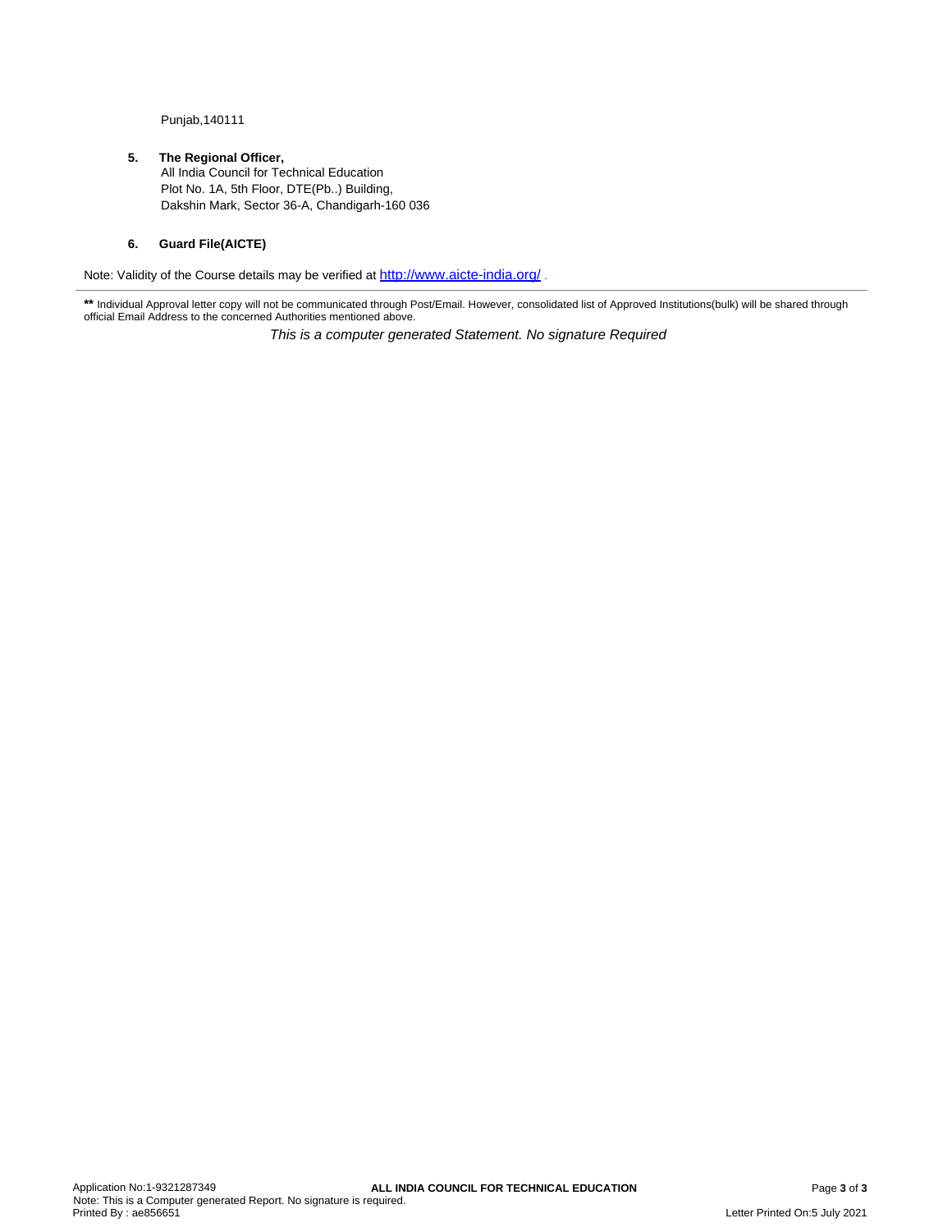Punjab,140111

5. **The Regional Officer,**
   All India Council for Technical Education
   Plot No. 1A, 5th Floor, DTE(Pb..) Building,
   Dakshin Mark, Sector 36-A, Chandigarh-160 036

6. **Guard File(AICTE)**

Note: Validity of the Course details may be verified at http://www.aicte-india.org/ .

---

**\*\*** Individual Approval letter copy will not be communicated through Post/Email. However, consolidated list of Approved Institutions(bulk) will be shared through official Email Address to the concerned Authorities mentioned above.

*This is a computer generated Statement. No signature Required*

Application No:1-9321287349
Note: This is a Computer generated Report. No signature is required.
Printed By : ae856651

Letter Printed On:5 July 2021